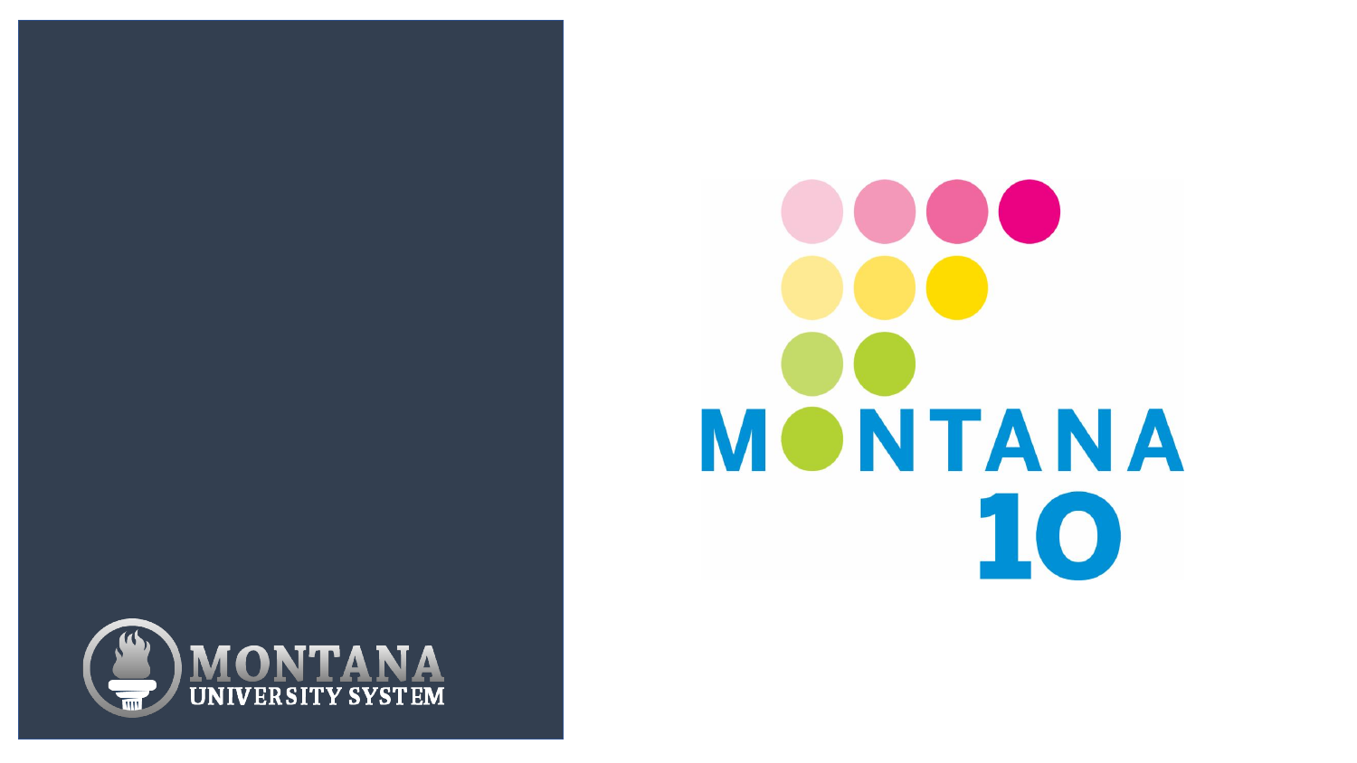MONTANA UNIVERSITY SYSTEM

MONTANA 10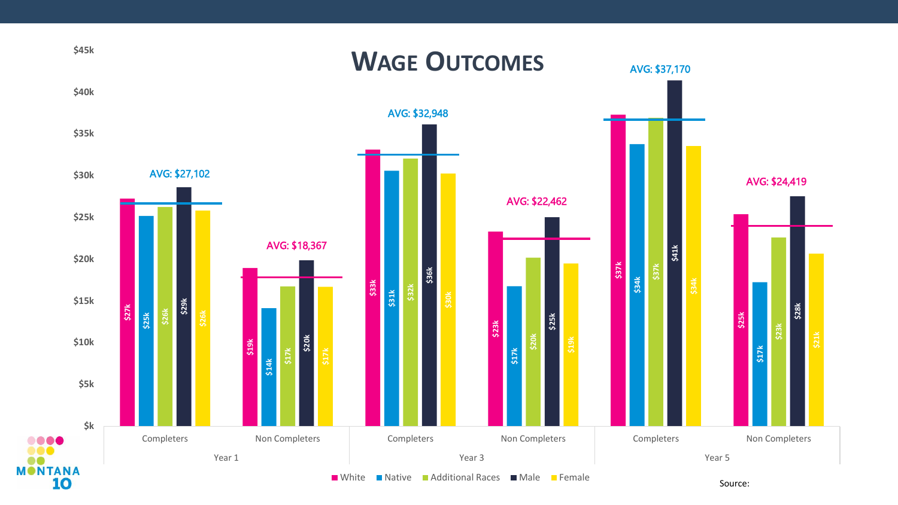# Wage Outcomes

| | | White | Native | Additional Races | Male | Female | AVG |
|---|---|---|---|---|---|---|---|
| Year 1 | Completers | $27k | $25k | $26k | $29k | $26k | $27,102 |
| | Non Completers | $19k | $14k | $17k | $20k | $17k | $18,367 |
| Year 3 | Completers | $33k | $31k | $32k | $36k | $30k | $32,948 |
| | Non Completers | $23k | $17k | $20k | $25k | $19k | $22,462 |
| Year 5 | Completers | $37k | $34k | $37k | $41k | $34k | $37,170 |
| | Non Completers | $25k | $17k | $23k | $28k | $21k | $24,419 |

MONTANA 10

Source: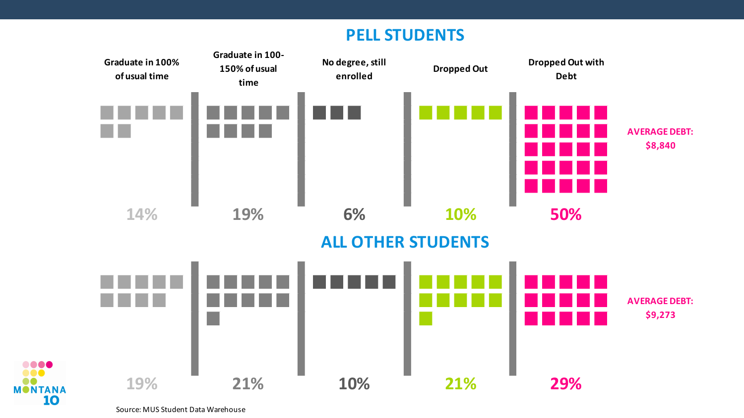## PELL STUDENTS

| Graduate in 100% of usual time | Graduate in 100-150% of usual time | No degree, still enrolled | Dropped Out | Dropped Out with Debt |
|---|---|---|---|---|
| 14% | 19% | 6% | 10% | 50% |

**AVERAGE DEBT: $8,840**

## ALL OTHER STUDENTS

| Graduate in 100% of usual time | Graduate in 100-150% of usual time | No degree, still enrolled | Dropped Out | Dropped Out with Debt |
|---|---|---|---|---|
| 19% | 21% | 10% | 21% | 29% |

**AVERAGE DEBT: $9,273**

Source: MUS Student Data Warehouse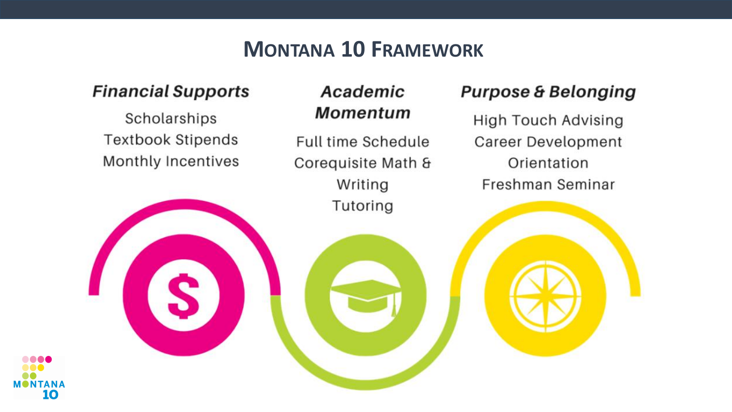# Montana 10 Framework

### *Financial Supports*

- Scholarships
- Textbook Stipends
- Monthly Incentives

### *Academic Momentum*

- Full time Schedule
- Corequisite Math & Writing
- Tutoring

### *Purpose & Belonging*

- High Touch Advising
- Career Development
- Orientation
- Freshman Seminar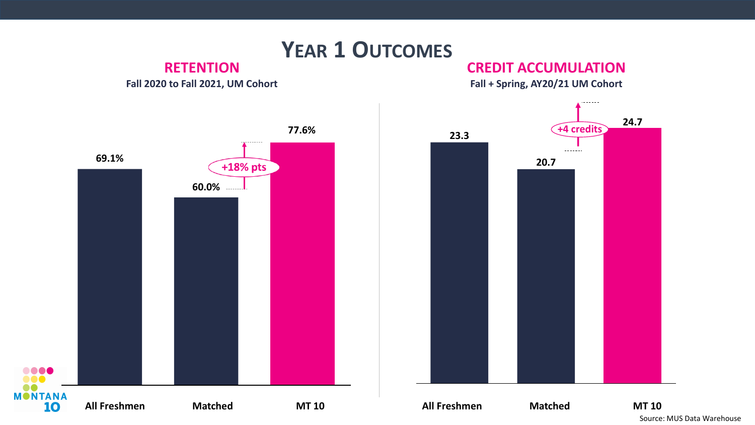# Year 1 Outcomes

## Retention

**Fall 2020 to Fall 2021, UM Cohort**

| | All Freshmen | Matched | MT 10 |
|---|---|---|---|
| Retention | 69.1% | 60.0% | 77.6% |

+18% pts

## Credit Accumulation

**Fall + Spring, AY20/21 UM Cohort**

| | All Freshmen | Matched | MT 10 |
|---|---|---|---|
| Credits | 23.3 | 20.7 | 24.7 |

+4 credits

MONTANA 10

Source: MUS Data Warehouse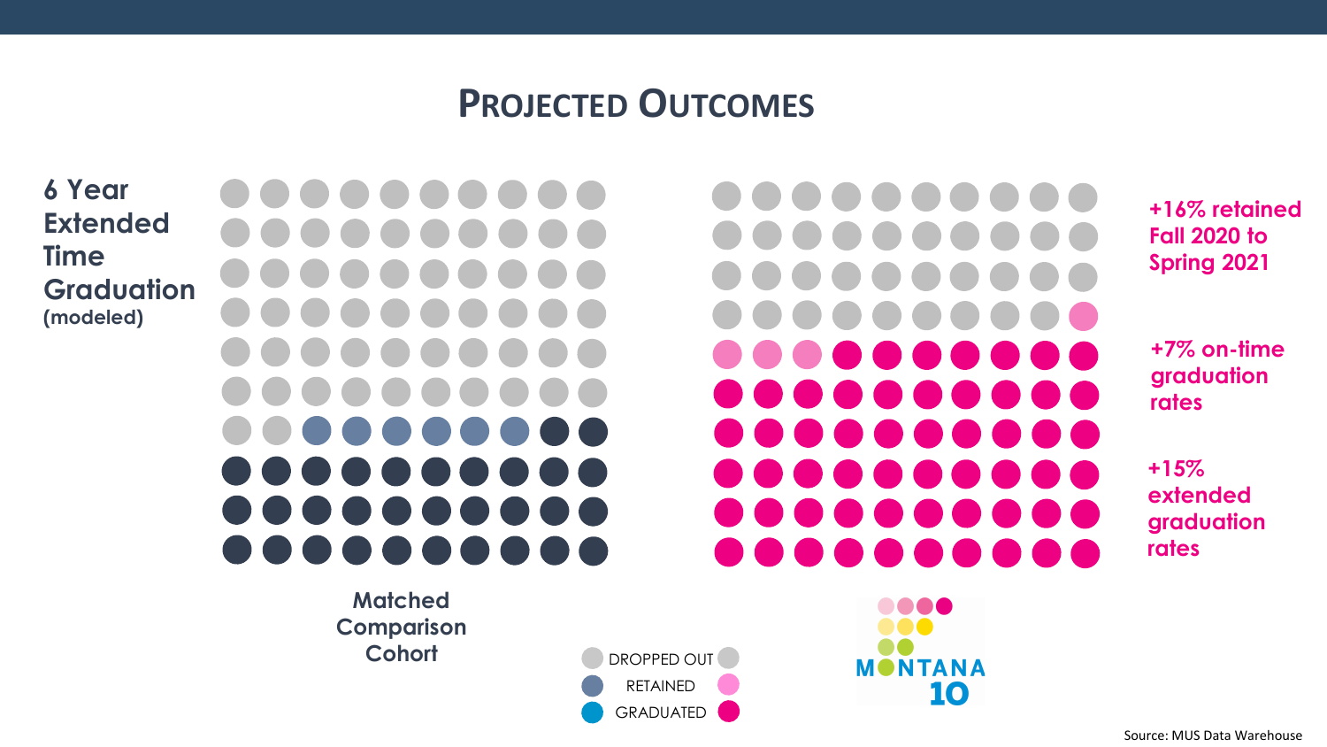# Projected Outcomes

**6 Year Extended Time Graduation (modeled)**

**Matched Comparison Cohort**

DROPPED OUT
RETAINED
GRADUATED

MONTANA 10

**+16% retained Fall 2020 to Spring 2021**

**+7% on-time graduation rates**

**+15% extended graduation rates**

Source: MUS Data Warehouse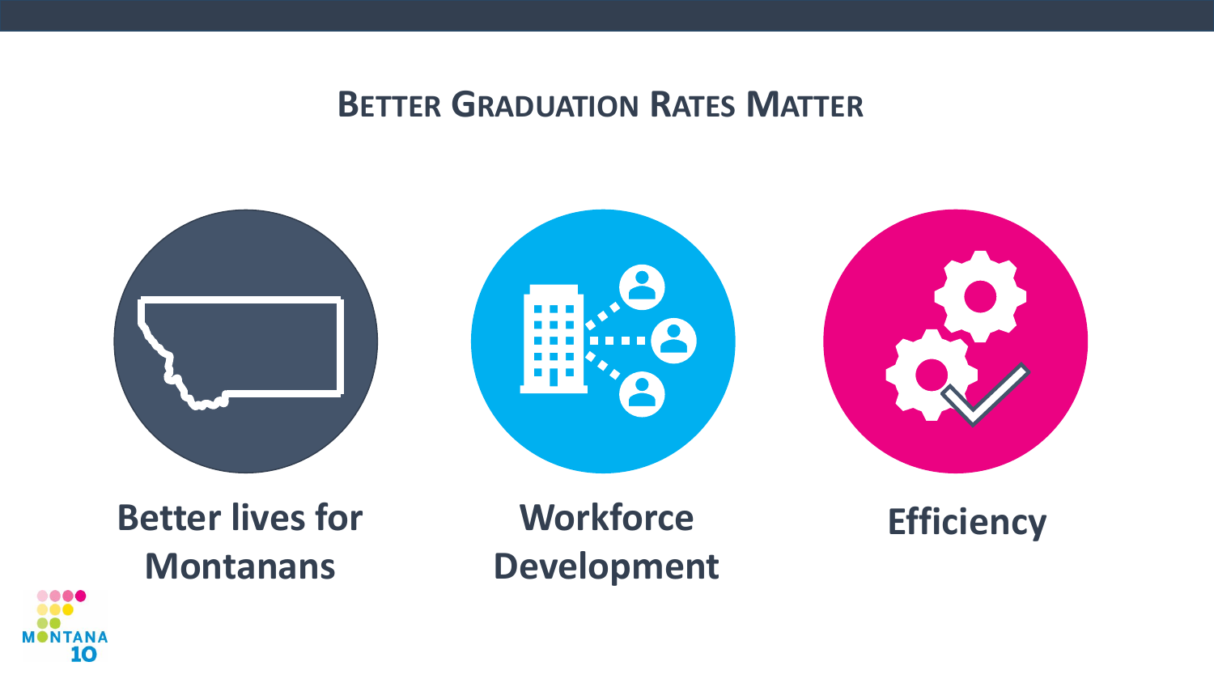## Better Graduation Rates Matter

**Better lives for Montanans**

**Workforce Development**

**Efficiency**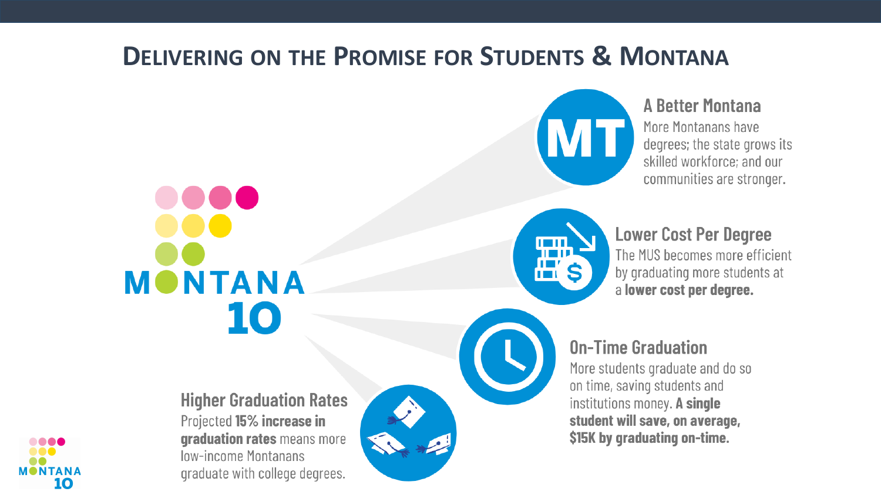# Delivering on the Promise for Students & Montana

MONTANA 10

### A Better Montana

More Montanans have degrees; the state grows its skilled workforce; and our communities are stronger.

### Lower Cost Per Degree

The MUS becomes more efficient by graduating more students at a **lower cost per degree.**

### On-Time Graduation

More students graduate and do so on time, saving students and institutions money. **A single student will save, on average, $15K by graduating on-time.**

### Higher Graduation Rates

Projected **15% increase in graduation rates** means more low-income Montanans graduate with college degrees.